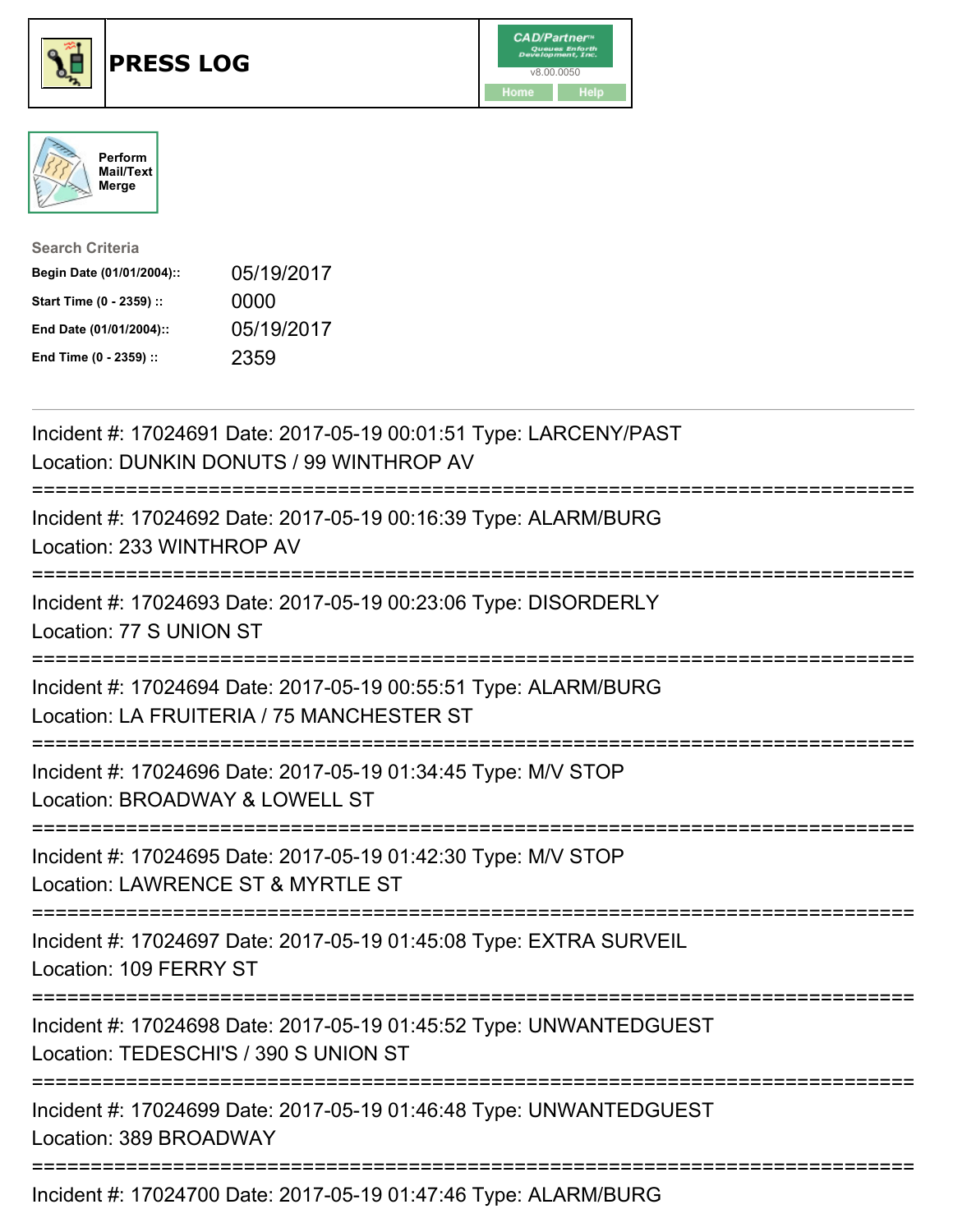# PRESS LOG

CAD/Partner v8.00.0050

Home Help

Perform Mail/Text Merge

**Search Criteria**

| | |
|---|---|
| **Begin Date (01/01/2004)::** | 05/19/2017 |
| **Start Time (0 - 2359) ::** | 0000 |
| **End Date (01/01/2004)::** | 05/19/2017 |
| **End Time (0 - 2359) ::** | 2359 |

---

Incident #: 17024691 Date: 2017-05-19 00:01:51 Type: LARCENY/PAST
Location: DUNKIN DONUTS / 99 WINTHROP AV

===========================================================================

Incident #: 17024692 Date: 2017-05-19 00:16:39 Type: ALARM/BURG
Location: 233 WINTHROP AV

===========================================================================

Incident #: 17024693 Date: 2017-05-19 00:23:06 Type: DISORDERLY
Location: 77 S UNION ST

===========================================================================

Incident #: 17024694 Date: 2017-05-19 00:55:51 Type: ALARM/BURG
Location: LA FRUITERIA / 75 MANCHESTER ST

===========================================================================

Incident #: 17024696 Date: 2017-05-19 01:34:45 Type: M/V STOP
Location: BROADWAY & LOWELL ST

===========================================================================

Incident #: 17024695 Date: 2017-05-19 01:42:30 Type: M/V STOP
Location: LAWRENCE ST & MYRTLE ST

===========================================================================

Incident #: 17024697 Date: 2017-05-19 01:45:08 Type: EXTRA SURVEIL
Location: 109 FERRY ST

===========================================================================

Incident #: 17024698 Date: 2017-05-19 01:45:52 Type: UNWANTEDGUEST
Location: TEDESCHI'S / 390 S UNION ST

===========================================================================

Incident #: 17024699 Date: 2017-05-19 01:46:48 Type: UNWANTEDGUEST
Location: 389 BROADWAY

===========================================================================

Incident #: 17024700 Date: 2017-05-19 01:47:46 Type: ALARM/BURG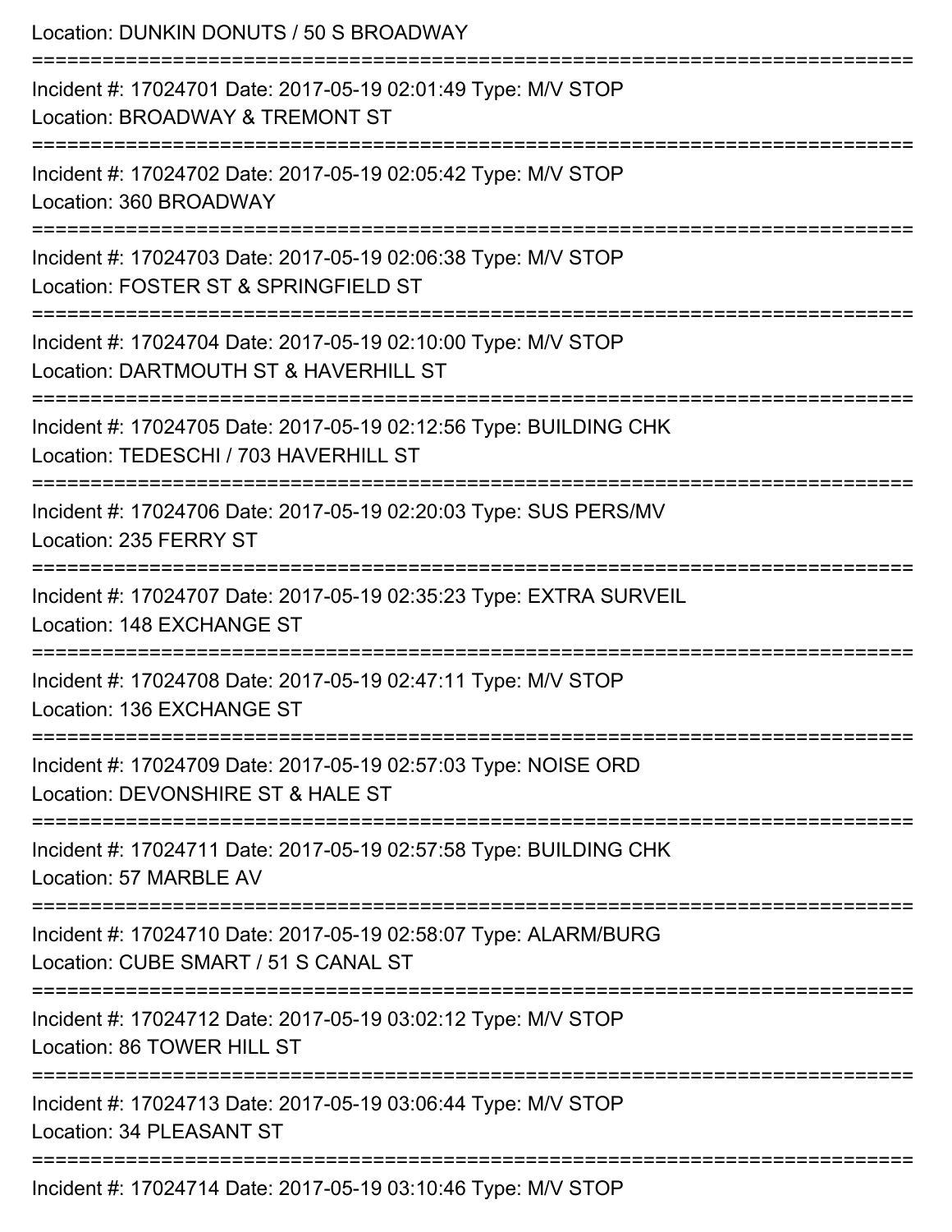Location: DUNKIN DONUTS / 50 S BROADWAY

===========================================================================

Incident #: 17024701 Date: 2017-05-19 02:01:49 Type: M/V STOP
Location: BROADWAY & TREMONT ST

===========================================================================

Incident #: 17024702 Date: 2017-05-19 02:05:42 Type: M/V STOP
Location: 360 BROADWAY

===========================================================================

Incident #: 17024703 Date: 2017-05-19 02:06:38 Type: M/V STOP
Location: FOSTER ST & SPRINGFIELD ST

===========================================================================

Incident #: 17024704 Date: 2017-05-19 02:10:00 Type: M/V STOP
Location: DARTMOUTH ST & HAVERHILL ST

===========================================================================

Incident #: 17024705 Date: 2017-05-19 02:12:56 Type: BUILDING CHK
Location: TEDESCHI / 703 HAVERHILL ST

===========================================================================

Incident #: 17024706 Date: 2017-05-19 02:20:03 Type: SUS PERS/MV
Location: 235 FERRY ST

===========================================================================

Incident #: 17024707 Date: 2017-05-19 02:35:23 Type: EXTRA SURVEIL
Location: 148 EXCHANGE ST

===========================================================================

Incident #: 17024708 Date: 2017-05-19 02:47:11 Type: M/V STOP
Location: 136 EXCHANGE ST

===========================================================================

Incident #: 17024709 Date: 2017-05-19 02:57:03 Type: NOISE ORD
Location: DEVONSHIRE ST & HALE ST

===========================================================================

Incident #: 17024711 Date: 2017-05-19 02:57:58 Type: BUILDING CHK
Location: 57 MARBLE AV

===========================================================================

Incident #: 17024710 Date: 2017-05-19 02:58:07 Type: ALARM/BURG
Location: CUBE SMART / 51 S CANAL ST

===========================================================================

Incident #: 17024712 Date: 2017-05-19 03:02:12 Type: M/V STOP
Location: 86 TOWER HILL ST

===========================================================================

Incident #: 17024713 Date: 2017-05-19 03:06:44 Type: M/V STOP
Location: 34 PLEASANT ST

===========================================================================

Incident #: 17024714 Date: 2017-05-19 03:10:46 Type: M/V STOP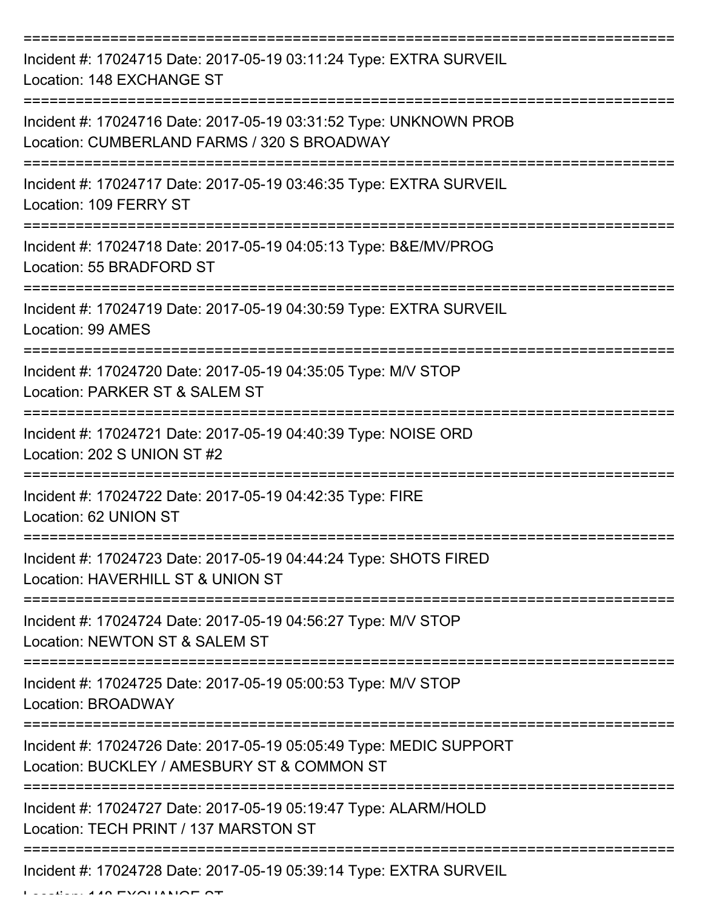Incident #: 17024715 Date: 2017-05-19 03:11:24 Type: EXTRA SURVEIL
Location: 148 EXCHANGE ST

Incident #: 17024716 Date: 2017-05-19 03:31:52 Type: UNKNOWN PROB
Location: CUMBERLAND FARMS / 320 S BROADWAY

Incident #: 17024717 Date: 2017-05-19 03:46:35 Type: EXTRA SURVEIL
Location: 109 FERRY ST

Incident #: 17024718 Date: 2017-05-19 04:05:13 Type: B&E/MV/PROG
Location: 55 BRADFORD ST

Incident #: 17024719 Date: 2017-05-19 04:30:59 Type: EXTRA SURVEIL
Location: 99 AMES

Incident #: 17024720 Date: 2017-05-19 04:35:05 Type: M/V STOP
Location: PARKER ST & SALEM ST

Incident #: 17024721 Date: 2017-05-19 04:40:39 Type: NOISE ORD
Location: 202 S UNION ST #2

Incident #: 17024722 Date: 2017-05-19 04:42:35 Type: FIRE
Location: 62 UNION ST

Incident #: 17024723 Date: 2017-05-19 04:44:24 Type: SHOTS FIRED
Location: HAVERHILL ST & UNION ST

Incident #: 17024724 Date: 2017-05-19 04:56:27 Type: M/V STOP
Location: NEWTON ST & SALEM ST

Incident #: 17024725 Date: 2017-05-19 05:00:53 Type: M/V STOP
Location: BROADWAY

Incident #: 17024726 Date: 2017-05-19 05:05:49 Type: MEDIC SUPPORT
Location: BUCKLEY / AMESBURY ST & COMMON ST

Incident #: 17024727 Date: 2017-05-19 05:19:47 Type: ALARM/HOLD
Location: TECH PRINT / 137 MARSTON ST

Incident #: 17024728 Date: 2017-05-19 05:39:14 Type: EXTRA SURVEIL
Location: 148 EXCHANGE ST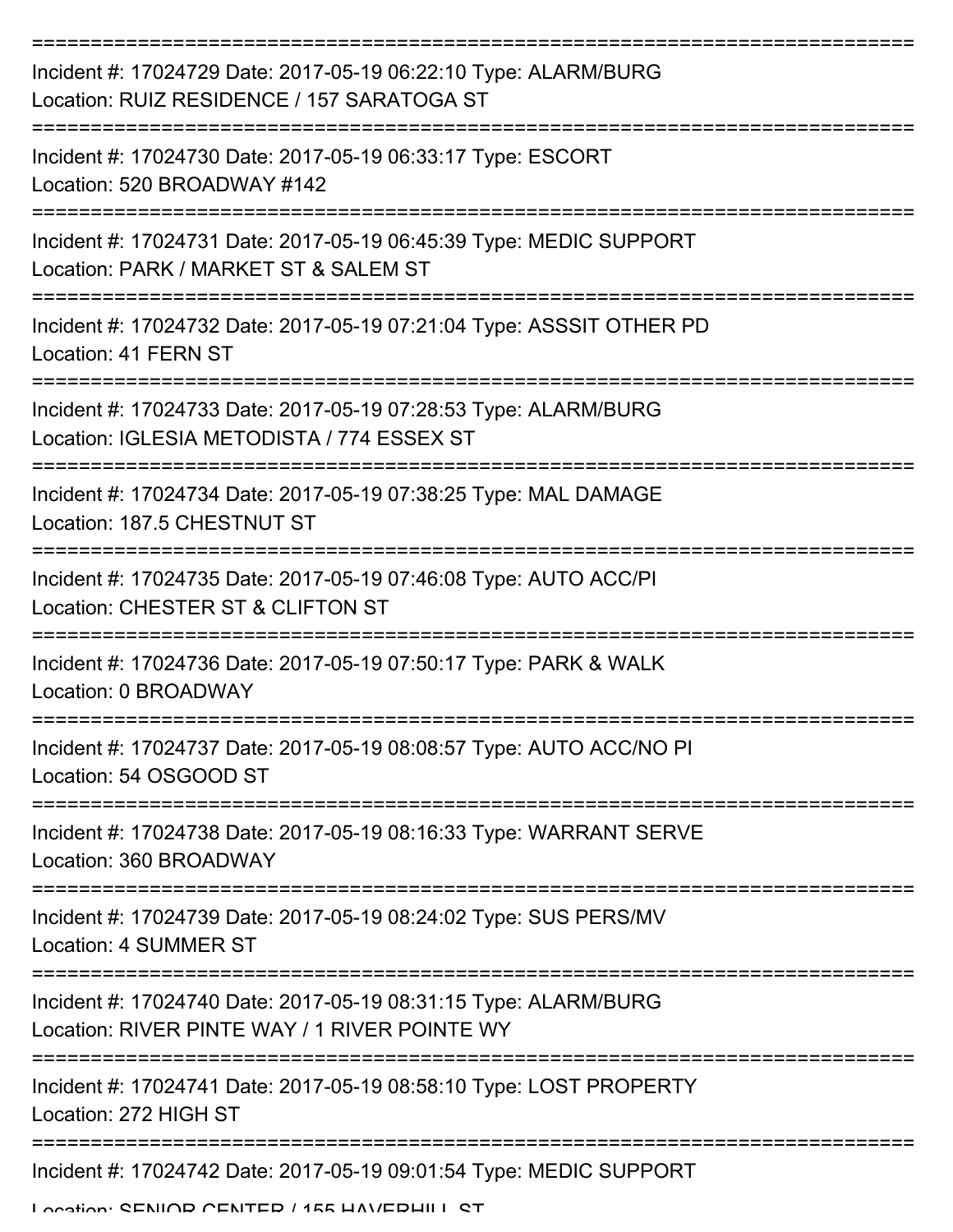Incident #: 17024729 Date: 2017-05-19 06:22:10 Type: ALARM/BURG
Location: RUIZ RESIDENCE / 157 SARATOGA ST

Incident #: 17024730 Date: 2017-05-19 06:33:17 Type: ESCORT
Location: 520 BROADWAY #142

Incident #: 17024731 Date: 2017-05-19 06:45:39 Type: MEDIC SUPPORT
Location: PARK / MARKET ST & SALEM ST

Incident #: 17024732 Date: 2017-05-19 07:21:04 Type: ASSSIT OTHER PD
Location: 41 FERN ST

Incident #: 17024733 Date: 2017-05-19 07:28:53 Type: ALARM/BURG
Location: IGLESIA METODISTA / 774 ESSEX ST

Incident #: 17024734 Date: 2017-05-19 07:38:25 Type: MAL DAMAGE
Location: 187.5 CHESTNUT ST

Incident #: 17024735 Date: 2017-05-19 07:46:08 Type: AUTO ACC/PI
Location: CHESTER ST & CLIFTON ST

Incident #: 17024736 Date: 2017-05-19 07:50:17 Type: PARK & WALK
Location: 0 BROADWAY

Incident #: 17024737 Date: 2017-05-19 08:08:57 Type: AUTO ACC/NO PI
Location: 54 OSGOOD ST

Incident #: 17024738 Date: 2017-05-19 08:16:33 Type: WARRANT SERVE
Location: 360 BROADWAY

Incident #: 17024739 Date: 2017-05-19 08:24:02 Type: SUS PERS/MV
Location: 4 SUMMER ST

Incident #: 17024740 Date: 2017-05-19 08:31:15 Type: ALARM/BURG
Location: RIVER PINTE WAY / 1 RIVER POINTE WY

Incident #: 17024741 Date: 2017-05-19 08:58:10 Type: LOST PROPERTY
Location: 272 HIGH ST

Incident #: 17024742 Date: 2017-05-19 09:01:54 Type: MEDIC SUPPORT
Location: SENIOR CENTER / 155 HAVERHILL ST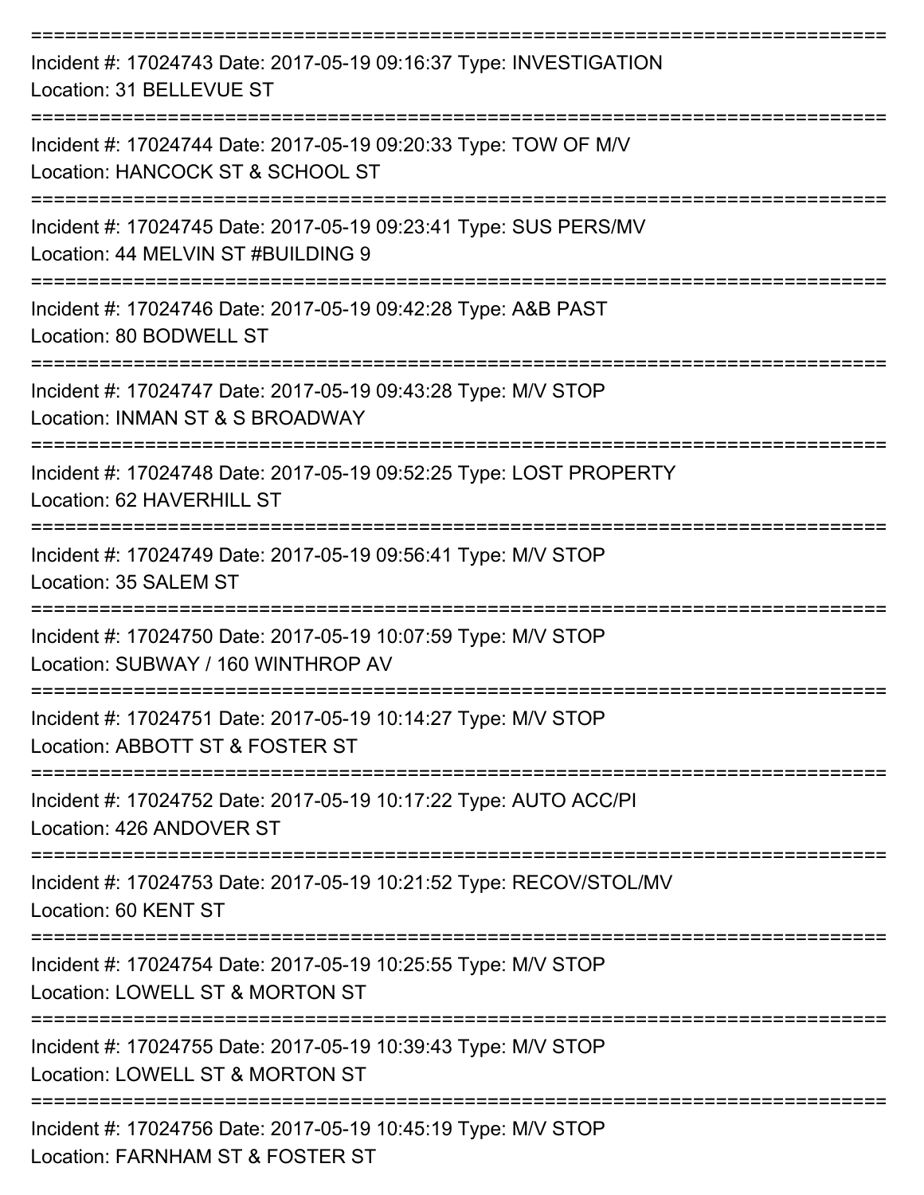===========================================================================

Incident #: 17024743 Date: 2017-05-19 09:16:37 Type: INVESTIGATION
Location: 31 BELLEVUE ST

===========================================================================

Incident #: 17024744 Date: 2017-05-19 09:20:33 Type: TOW OF M/V
Location: HANCOCK ST & SCHOOL ST

===========================================================================

Incident #: 17024745 Date: 2017-05-19 09:23:41 Type: SUS PERS/MV
Location: 44 MELVIN ST #BUILDING 9

===========================================================================

Incident #: 17024746 Date: 2017-05-19 09:42:28 Type: A&B PAST
Location: 80 BODWELL ST

===========================================================================

Incident #: 17024747 Date: 2017-05-19 09:43:28 Type: M/V STOP
Location: INMAN ST & S BROADWAY

===========================================================================

Incident #: 17024748 Date: 2017-05-19 09:52:25 Type: LOST PROPERTY
Location: 62 HAVERHILL ST

===========================================================================

Incident #: 17024749 Date: 2017-05-19 09:56:41 Type: M/V STOP
Location: 35 SALEM ST

===========================================================================

Incident #: 17024750 Date: 2017-05-19 10:07:59 Type: M/V STOP
Location: SUBWAY / 160 WINTHROP AV

===========================================================================

Incident #: 17024751 Date: 2017-05-19 10:14:27 Type: M/V STOP
Location: ABBOTT ST & FOSTER ST

===========================================================================

Incident #: 17024752 Date: 2017-05-19 10:17:22 Type: AUTO ACC/PI
Location: 426 ANDOVER ST

===========================================================================

Incident #: 17024753 Date: 2017-05-19 10:21:52 Type: RECOV/STOL/MV
Location: 60 KENT ST

===========================================================================

Incident #: 17024754 Date: 2017-05-19 10:25:55 Type: M/V STOP
Location: LOWELL ST & MORTON ST

===========================================================================

Incident #: 17024755 Date: 2017-05-19 10:39:43 Type: M/V STOP
Location: LOWELL ST & MORTON ST

===========================================================================

Incident #: 17024756 Date: 2017-05-19 10:45:19 Type: M/V STOP
Location: FARNHAM ST & FOSTER ST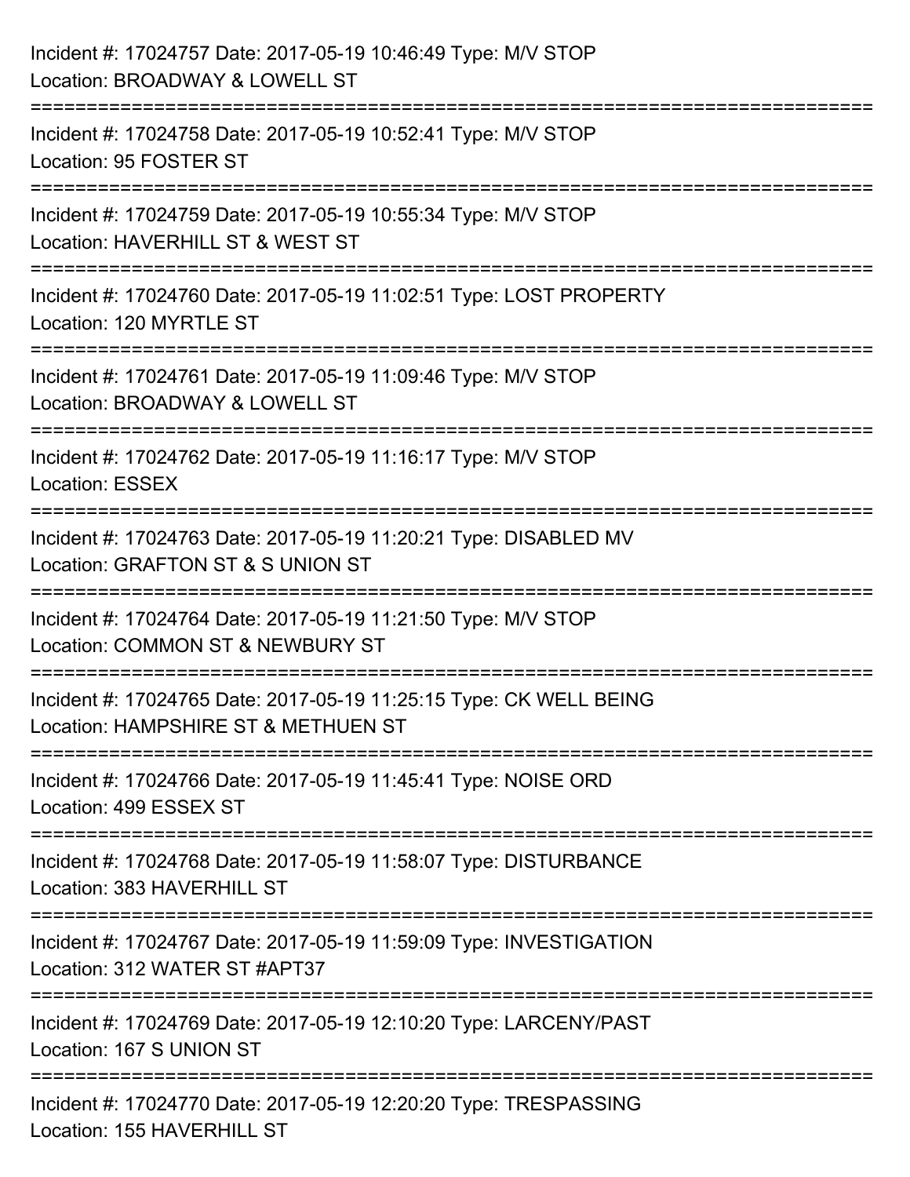Incident #: 17024757 Date: 2017-05-19 10:46:49 Type: M/V STOP
Location: BROADWAY & LOWELL ST

===========================================================================

Incident #: 17024758 Date: 2017-05-19 10:52:41 Type: M/V STOP
Location: 95 FOSTER ST

===========================================================================

Incident #: 17024759 Date: 2017-05-19 10:55:34 Type: M/V STOP
Location: HAVERHILL ST & WEST ST

===========================================================================

Incident #: 17024760 Date: 2017-05-19 11:02:51 Type: LOST PROPERTY
Location: 120 MYRTLE ST

===========================================================================

Incident #: 17024761 Date: 2017-05-19 11:09:46 Type: M/V STOP
Location: BROADWAY & LOWELL ST

===========================================================================

Incident #: 17024762 Date: 2017-05-19 11:16:17 Type: M/V STOP
Location: ESSEX

===========================================================================

Incident #: 17024763 Date: 2017-05-19 11:20:21 Type: DISABLED MV
Location: GRAFTON ST & S UNION ST

===========================================================================

Incident #: 17024764 Date: 2017-05-19 11:21:50 Type: M/V STOP
Location: COMMON ST & NEWBURY ST

===========================================================================

Incident #: 17024765 Date: 2017-05-19 11:25:15 Type: CK WELL BEING
Location: HAMPSHIRE ST & METHUEN ST

===========================================================================

Incident #: 17024766 Date: 2017-05-19 11:45:41 Type: NOISE ORD
Location: 499 ESSEX ST

===========================================================================

Incident #: 17024768 Date: 2017-05-19 11:58:07 Type: DISTURBANCE
Location: 383 HAVERHILL ST

===========================================================================

Incident #: 17024767 Date: 2017-05-19 11:59:09 Type: INVESTIGATION
Location: 312 WATER ST #APT37

===========================================================================

Incident #: 17024769 Date: 2017-05-19 12:10:20 Type: LARCENY/PAST
Location: 167 S UNION ST

===========================================================================

Incident #: 17024770 Date: 2017-05-19 12:20:20 Type: TRESPASSING
Location: 155 HAVERHILL ST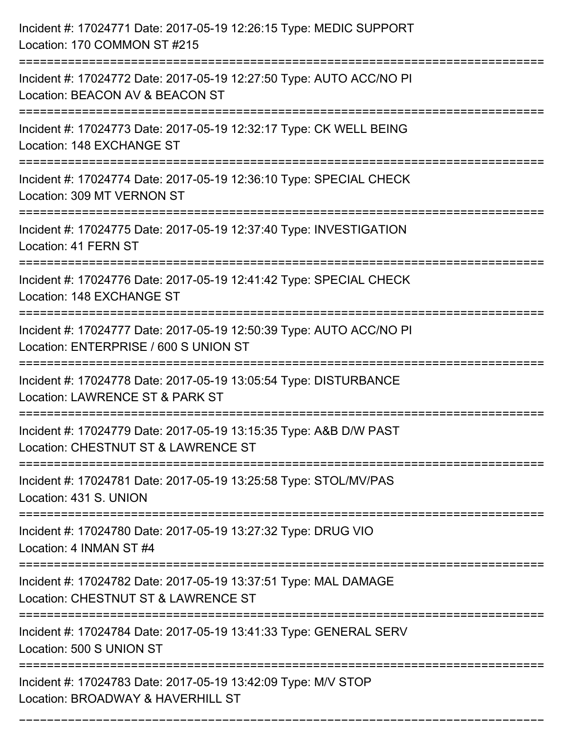Incident #: 17024771 Date: 2017-05-19 12:26:15 Type: MEDIC SUPPORT
Location: 170 COMMON ST #215

===========================================================================

Incident #: 17024772 Date: 2017-05-19 12:27:50 Type: AUTO ACC/NO PI
Location: BEACON AV & BEACON ST

===========================================================================

Incident #: 17024773 Date: 2017-05-19 12:32:17 Type: CK WELL BEING
Location: 148 EXCHANGE ST

===========================================================================

Incident #: 17024774 Date: 2017-05-19 12:36:10 Type: SPECIAL CHECK
Location: 309 MT VERNON ST

===========================================================================

Incident #: 17024775 Date: 2017-05-19 12:37:40 Type: INVESTIGATION
Location: 41 FERN ST

===========================================================================

Incident #: 17024776 Date: 2017-05-19 12:41:42 Type: SPECIAL CHECK
Location: 148 EXCHANGE ST

===========================================================================

Incident #: 17024777 Date: 2017-05-19 12:50:39 Type: AUTO ACC/NO PI
Location: ENTERPRISE / 600 S UNION ST

===========================================================================

Incident #: 17024778 Date: 2017-05-19 13:05:54 Type: DISTURBANCE
Location: LAWRENCE ST & PARK ST

===========================================================================

Incident #: 17024779 Date: 2017-05-19 13:15:35 Type: A&B D/W PAST
Location: CHESTNUT ST & LAWRENCE ST

===========================================================================

Incident #: 17024781 Date: 2017-05-19 13:25:58 Type: STOL/MV/PAS
Location: 431 S. UNION

===========================================================================

Incident #: 17024780 Date: 2017-05-19 13:27:32 Type: DRUG VIO
Location: 4 INMAN ST #4

===========================================================================

Incident #: 17024782 Date: 2017-05-19 13:37:51 Type: MAL DAMAGE
Location: CHESTNUT ST & LAWRENCE ST

===========================================================================

Incident #: 17024784 Date: 2017-05-19 13:41:33 Type: GENERAL SERV
Location: 500 S UNION ST

===========================================================================

Incident #: 17024783 Date: 2017-05-19 13:42:09 Type: M/V STOP
Location: BROADWAY & HAVERHILL ST

===========================================================================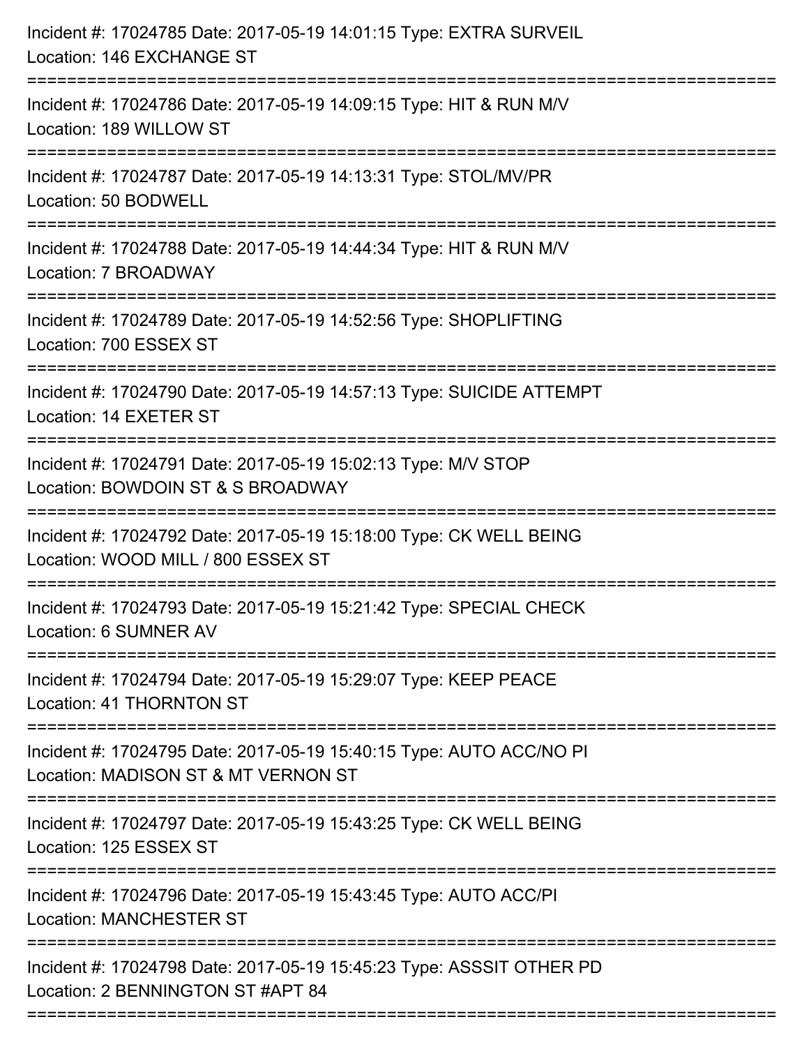Incident #: 17024785 Date: 2017-05-19 14:01:15 Type: EXTRA SURVEIL
Location: 146 EXCHANGE ST

===========================================================================

Incident #: 17024786 Date: 2017-05-19 14:09:15 Type: HIT & RUN M/V
Location: 189 WILLOW ST

===========================================================================

Incident #: 17024787 Date: 2017-05-19 14:13:31 Type: STOL/MV/PR
Location: 50 BODWELL

===========================================================================

Incident #: 17024788 Date: 2017-05-19 14:44:34 Type: HIT & RUN M/V
Location: 7 BROADWAY

===========================================================================

Incident #: 17024789 Date: 2017-05-19 14:52:56 Type: SHOPLIFTING
Location: 700 ESSEX ST

===========================================================================

Incident #: 17024790 Date: 2017-05-19 14:57:13 Type: SUICIDE ATTEMPT
Location: 14 EXETER ST

===========================================================================

Incident #: 17024791 Date: 2017-05-19 15:02:13 Type: M/V STOP
Location: BOWDOIN ST & S BROADWAY

===========================================================================

Incident #: 17024792 Date: 2017-05-19 15:18:00 Type: CK WELL BEING
Location: WOOD MILL / 800 ESSEX ST

===========================================================================

Incident #: 17024793 Date: 2017-05-19 15:21:42 Type: SPECIAL CHECK
Location: 6 SUMNER AV

===========================================================================

Incident #: 17024794 Date: 2017-05-19 15:29:07 Type: KEEP PEACE
Location: 41 THORNTON ST

===========================================================================

Incident #: 17024795 Date: 2017-05-19 15:40:15 Type: AUTO ACC/NO PI
Location: MADISON ST & MT VERNON ST

===========================================================================

Incident #: 17024797 Date: 2017-05-19 15:43:25 Type: CK WELL BEING
Location: 125 ESSEX ST

===========================================================================

Incident #: 17024796 Date: 2017-05-19 15:43:45 Type: AUTO ACC/PI
Location: MANCHESTER ST

===========================================================================

Incident #: 17024798 Date: 2017-05-19 15:45:23 Type: ASSSIT OTHER PD
Location: 2 BENNINGTON ST #APT 84

===========================================================================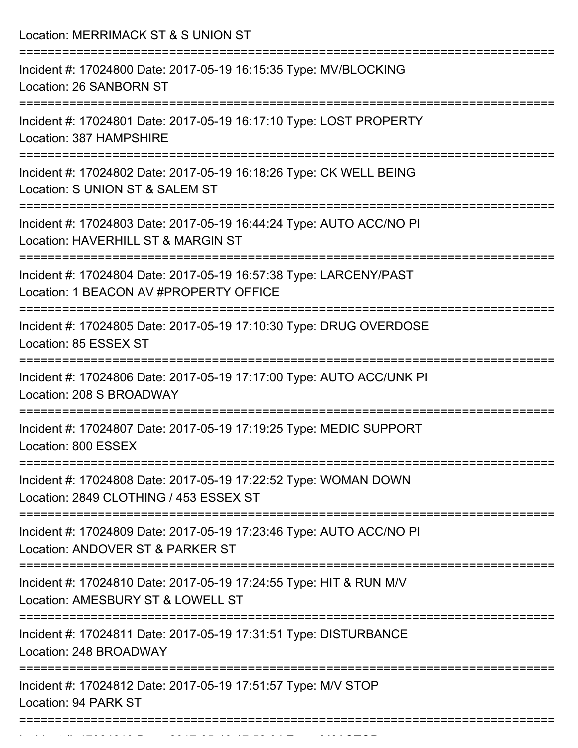Location: MERRIMACK ST & S UNION ST

===========================================================================

Incident #: 17024800 Date: 2017-05-19 16:15:35 Type: MV/BLOCKING
Location: 26 SANBORN ST

===========================================================================

Incident #: 17024801 Date: 2017-05-19 16:17:10 Type: LOST PROPERTY
Location: 387 HAMPSHIRE

===========================================================================

Incident #: 17024802 Date: 2017-05-19 16:18:26 Type: CK WELL BEING
Location: S UNION ST & SALEM ST

===========================================================================

Incident #: 17024803 Date: 2017-05-19 16:44:24 Type: AUTO ACC/NO PI
Location: HAVERHILL ST & MARGIN ST

===========================================================================

Incident #: 17024804 Date: 2017-05-19 16:57:38 Type: LARCENY/PAST
Location: 1 BEACON AV #PROPERTY OFFICE

===========================================================================

Incident #: 17024805 Date: 2017-05-19 17:10:30 Type: DRUG OVERDOSE
Location: 85 ESSEX ST

===========================================================================

Incident #: 17024806 Date: 2017-05-19 17:17:00 Type: AUTO ACC/UNK PI
Location: 208 S BROADWAY

===========================================================================

Incident #: 17024807 Date: 2017-05-19 17:19:25 Type: MEDIC SUPPORT
Location: 800 ESSEX

===========================================================================

Incident #: 17024808 Date: 2017-05-19 17:22:52 Type: WOMAN DOWN
Location: 2849 CLOTHING / 453 ESSEX ST

===========================================================================

Incident #: 17024809 Date: 2017-05-19 17:23:46 Type: AUTO ACC/NO PI
Location: ANDOVER ST & PARKER ST

===========================================================================

Incident #: 17024810 Date: 2017-05-19 17:24:55 Type: HIT & RUN M/V
Location: AMESBURY ST & LOWELL ST

===========================================================================

Incident #: 17024811 Date: 2017-05-19 17:31:51 Type: DISTURBANCE
Location: 248 BROADWAY

===========================================================================

Incident #: 17024812 Date: 2017-05-19 17:51:57 Type: M/V STOP
Location: 94 PARK ST

===========================================================================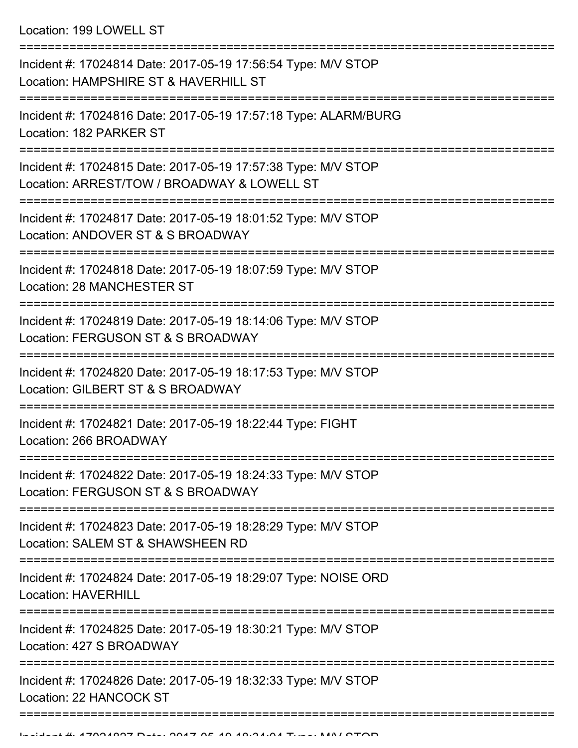Location: 199 LOWELL ST

===========================================================================

Incident #: 17024814 Date: 2017-05-19 17:56:54 Type: M/V STOP
Location: HAMPSHIRE ST & HAVERHILL ST

===========================================================================

Incident #: 17024816 Date: 2017-05-19 17:57:18 Type: ALARM/BURG
Location: 182 PARKER ST

===========================================================================

Incident #: 17024815 Date: 2017-05-19 17:57:38 Type: M/V STOP
Location: ARREST/TOW / BROADWAY & LOWELL ST

===========================================================================

Incident #: 17024817 Date: 2017-05-19 18:01:52 Type: M/V STOP
Location: ANDOVER ST & S BROADWAY

===========================================================================

Incident #: 17024818 Date: 2017-05-19 18:07:59 Type: M/V STOP
Location: 28 MANCHESTER ST

===========================================================================

Incident #: 17024819 Date: 2017-05-19 18:14:06 Type: M/V STOP
Location: FERGUSON ST & S BROADWAY

===========================================================================

Incident #: 17024820 Date: 2017-05-19 18:17:53 Type: M/V STOP
Location: GILBERT ST & S BROADWAY

===========================================================================

Incident #: 17024821 Date: 2017-05-19 18:22:44 Type: FIGHT
Location: 266 BROADWAY

===========================================================================

Incident #: 17024822 Date: 2017-05-19 18:24:33 Type: M/V STOP
Location: FERGUSON ST & S BROADWAY

===========================================================================

Incident #: 17024823 Date: 2017-05-19 18:28:29 Type: M/V STOP
Location: SALEM ST & SHAWSHEEN RD

===========================================================================

Incident #: 17024824 Date: 2017-05-19 18:29:07 Type: NOISE ORD
Location: HAVERHILL

===========================================================================

Incident #: 17024825 Date: 2017-05-19 18:30:21 Type: M/V STOP
Location: 427 S BROADWAY

===========================================================================

Incident #: 17024826 Date: 2017-05-19 18:32:33 Type: M/V STOP
Location: 22 HANCOCK ST

===========================================================================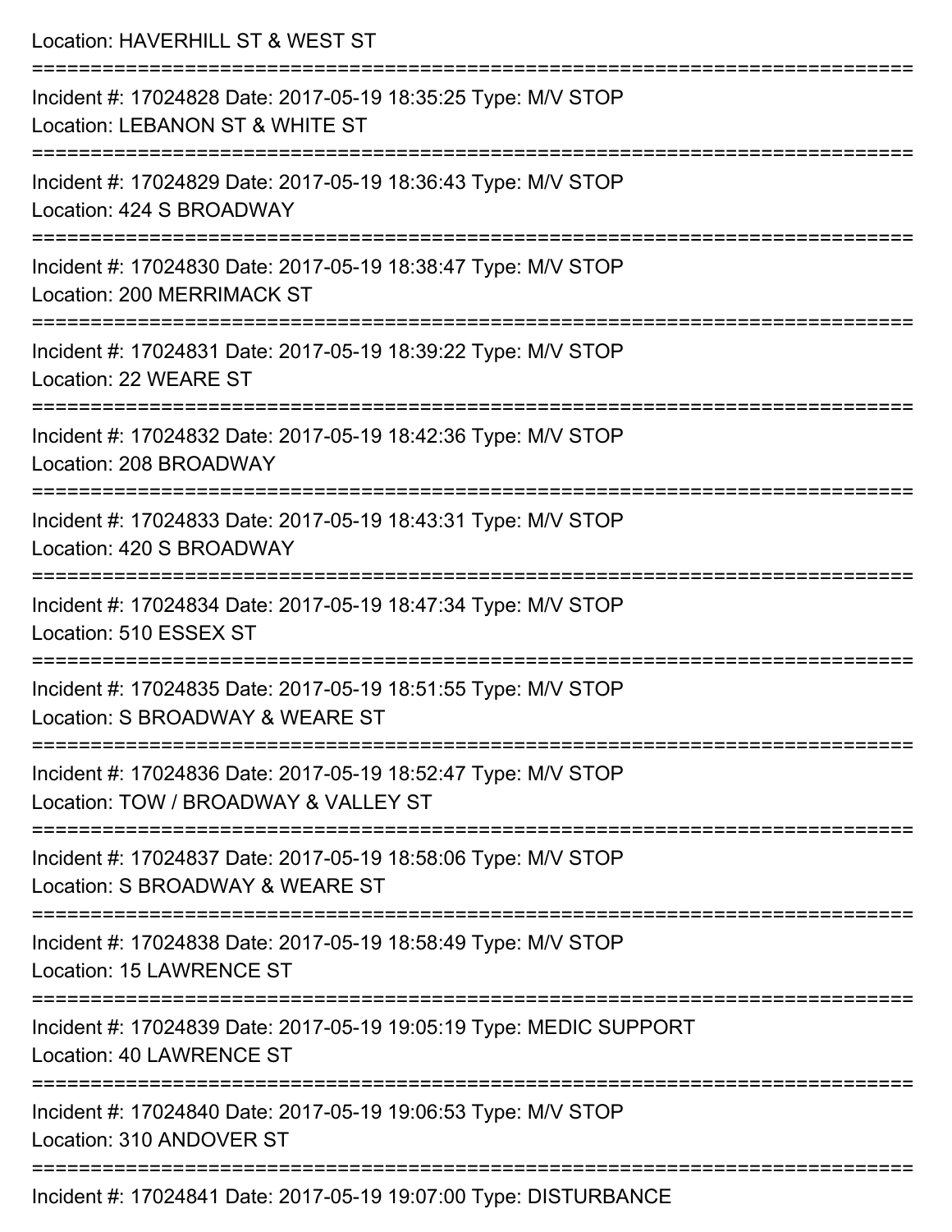Location: HAVERHILL ST & WEST ST

===========================================================================

Incident #: 17024828 Date: 2017-05-19 18:35:25 Type: M/V STOP
Location: LEBANON ST & WHITE ST

===========================================================================

Incident #: 17024829 Date: 2017-05-19 18:36:43 Type: M/V STOP
Location: 424 S BROADWAY

===========================================================================

Incident #: 17024830 Date: 2017-05-19 18:38:47 Type: M/V STOP
Location: 200 MERRIMACK ST

===========================================================================

Incident #: 17024831 Date: 2017-05-19 18:39:22 Type: M/V STOP
Location: 22 WEARE ST

===========================================================================

Incident #: 17024832 Date: 2017-05-19 18:42:36 Type: M/V STOP
Location: 208 BROADWAY

===========================================================================

Incident #: 17024833 Date: 2017-05-19 18:43:31 Type: M/V STOP
Location: 420 S BROADWAY

===========================================================================

Incident #: 17024834 Date: 2017-05-19 18:47:34 Type: M/V STOP
Location: 510 ESSEX ST

===========================================================================

Incident #: 17024835 Date: 2017-05-19 18:51:55 Type: M/V STOP
Location: S BROADWAY & WEARE ST

===========================================================================

Incident #: 17024836 Date: 2017-05-19 18:52:47 Type: M/V STOP
Location: TOW / BROADWAY & VALLEY ST

===========================================================================

Incident #: 17024837 Date: 2017-05-19 18:58:06 Type: M/V STOP
Location: S BROADWAY & WEARE ST

===========================================================================

Incident #: 17024838 Date: 2017-05-19 18:58:49 Type: M/V STOP
Location: 15 LAWRENCE ST

===========================================================================

Incident #: 17024839 Date: 2017-05-19 19:05:19 Type: MEDIC SUPPORT
Location: 40 LAWRENCE ST

===========================================================================

Incident #: 17024840 Date: 2017-05-19 19:06:53 Type: M/V STOP
Location: 310 ANDOVER ST

===========================================================================

Incident #: 17024841 Date: 2017-05-19 19:07:00 Type: DISTURBANCE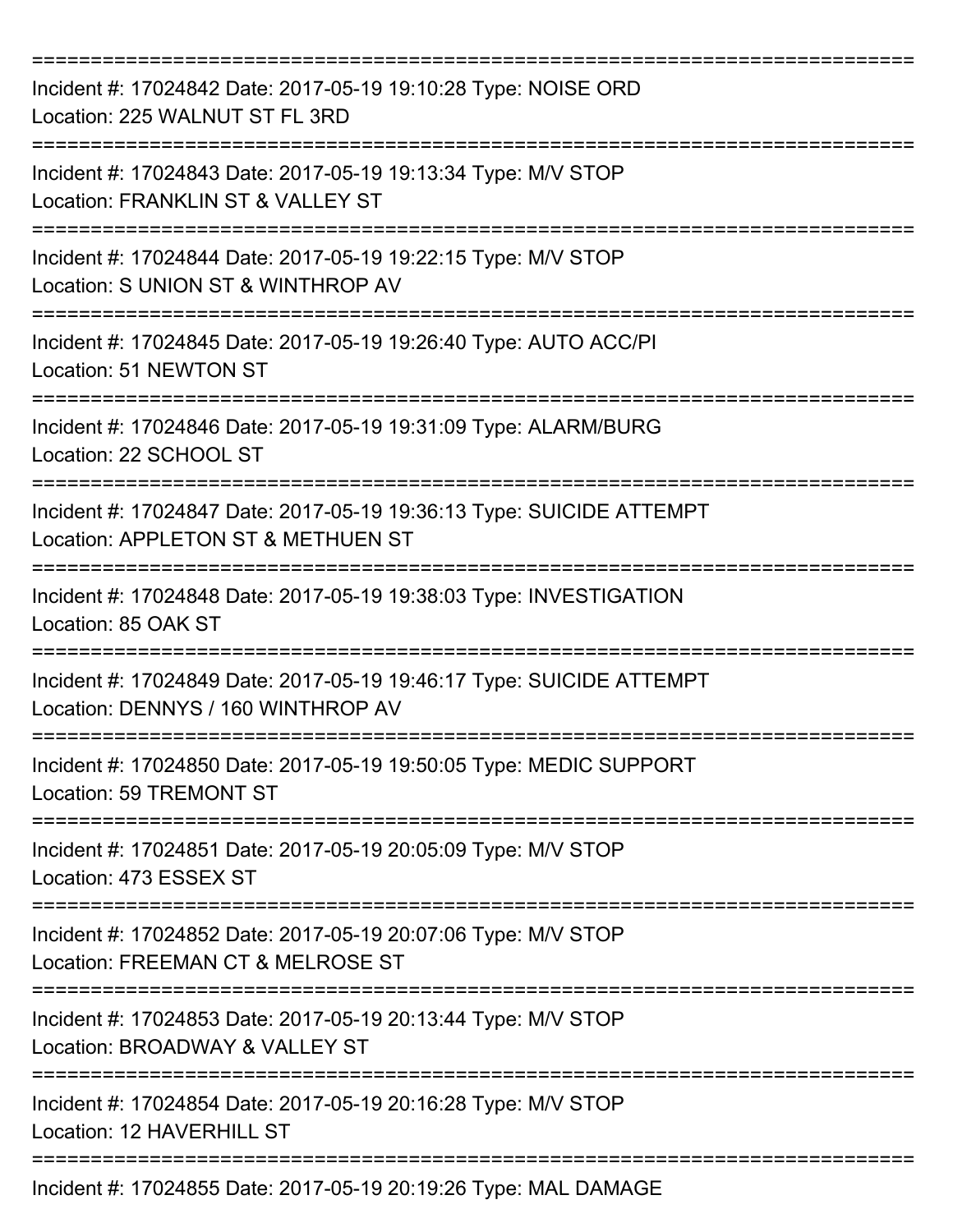==============================================================================
Incident #: 17024842 Date: 2017-05-19 19:10:28 Type: NOISE ORD
Location: 225 WALNUT ST FL 3RD
==============================================================================
Incident #: 17024843 Date: 2017-05-19 19:13:34 Type: M/V STOP
Location: FRANKLIN ST & VALLEY ST
==============================================================================
Incident #: 17024844 Date: 2017-05-19 19:22:15 Type: M/V STOP
Location: S UNION ST & WINTHROP AV
==============================================================================
Incident #: 17024845 Date: 2017-05-19 19:26:40 Type: AUTO ACC/PI
Location: 51 NEWTON ST
==============================================================================
Incident #: 17024846 Date: 2017-05-19 19:31:09 Type: ALARM/BURG
Location: 22 SCHOOL ST
==============================================================================
Incident #: 17024847 Date: 2017-05-19 19:36:13 Type: SUICIDE ATTEMPT
Location: APPLETON ST & METHUEN ST
==============================================================================
Incident #: 17024848 Date: 2017-05-19 19:38:03 Type: INVESTIGATION
Location: 85 OAK ST
==============================================================================
Incident #: 17024849 Date: 2017-05-19 19:46:17 Type: SUICIDE ATTEMPT
Location: DENNYS / 160 WINTHROP AV
==============================================================================
Incident #: 17024850 Date: 2017-05-19 19:50:05 Type: MEDIC SUPPORT
Location: 59 TREMONT ST
==============================================================================
Incident #: 17024851 Date: 2017-05-19 20:05:09 Type: M/V STOP
Location: 473 ESSEX ST
==============================================================================
Incident #: 17024852 Date: 2017-05-19 20:07:06 Type: M/V STOP
Location: FREEMAN CT & MELROSE ST
==============================================================================
Incident #: 17024853 Date: 2017-05-19 20:13:44 Type: M/V STOP
Location: BROADWAY & VALLEY ST
==============================================================================
Incident #: 17024854 Date: 2017-05-19 20:16:28 Type: M/V STOP
Location: 12 HAVERHILL ST
==============================================================================
Incident #: 17024855 Date: 2017-05-19 20:19:26 Type: MAL DAMAGE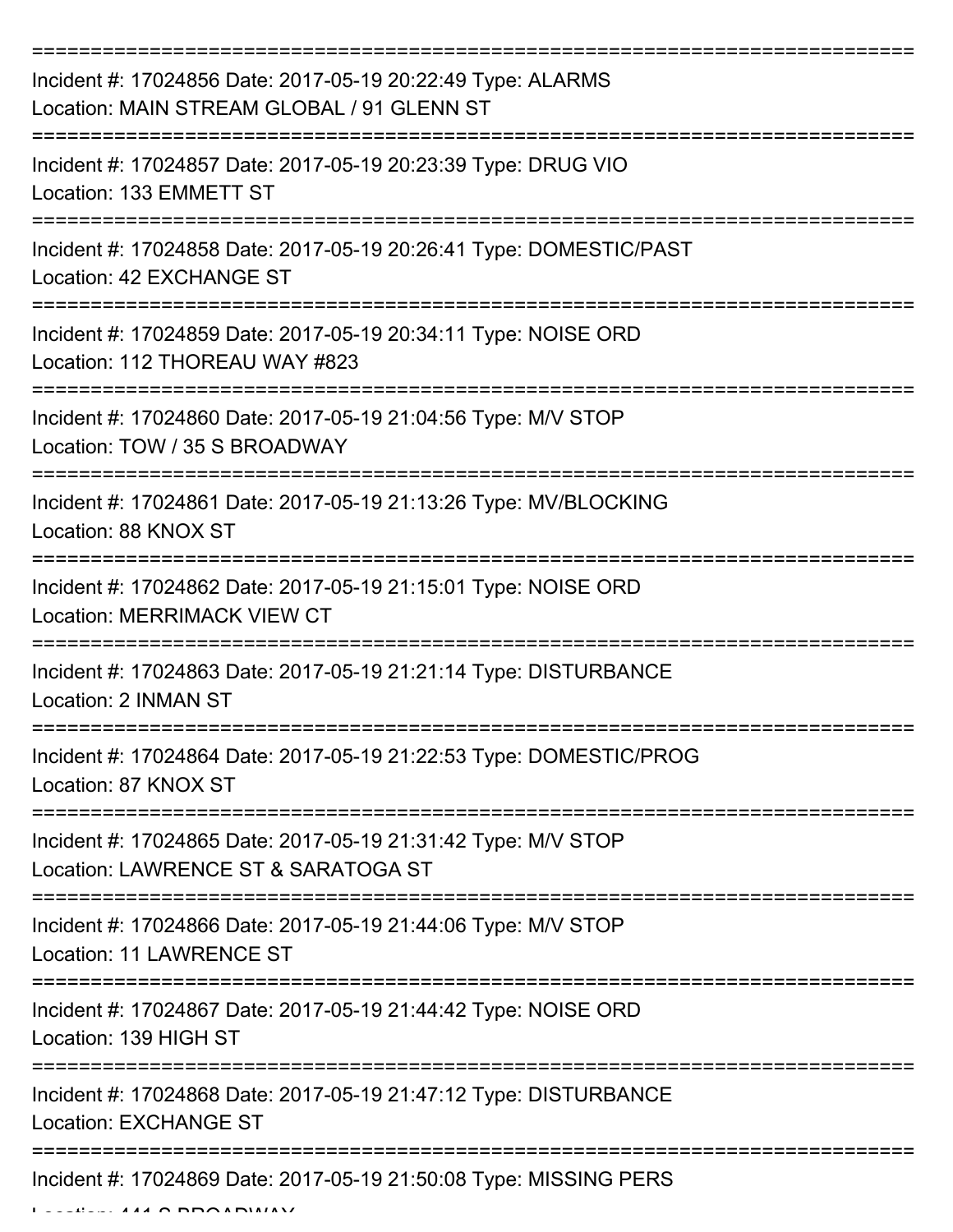Incident #: 17024856 Date: 2017-05-19 20:22:49 Type: ALARMS
Location: MAIN STREAM GLOBAL / 91 GLENN ST

Incident #: 17024857 Date: 2017-05-19 20:23:39 Type: DRUG VIO
Location: 133 EMMETT ST

Incident #: 17024858 Date: 2017-05-19 20:26:41 Type: DOMESTIC/PAST
Location: 42 EXCHANGE ST

Incident #: 17024859 Date: 2017-05-19 20:34:11 Type: NOISE ORD
Location: 112 THOREAU WAY #823

Incident #: 17024860 Date: 2017-05-19 21:04:56 Type: M/V STOP
Location: TOW / 35 S BROADWAY

Incident #: 17024861 Date: 2017-05-19 21:13:26 Type: MV/BLOCKING
Location: 88 KNOX ST

Incident #: 17024862 Date: 2017-05-19 21:15:01 Type: NOISE ORD
Location: MERRIMACK VIEW CT

Incident #: 17024863 Date: 2017-05-19 21:21:14 Type: DISTURBANCE
Location: 2 INMAN ST

Incident #: 17024864 Date: 2017-05-19 21:22:53 Type: DOMESTIC/PROG
Location: 87 KNOX ST

Incident #: 17024865 Date: 2017-05-19 21:31:42 Type: M/V STOP
Location: LAWRENCE ST & SARATOGA ST

Incident #: 17024866 Date: 2017-05-19 21:44:06 Type: M/V STOP
Location: 11 LAWRENCE ST

Incident #: 17024867 Date: 2017-05-19 21:44:42 Type: NOISE ORD
Location: 139 HIGH ST

Incident #: 17024868 Date: 2017-05-19 21:47:12 Type: DISTURBANCE
Location: EXCHANGE ST

Incident #: 17024869 Date: 2017-05-19 21:50:08 Type: MISSING PERS
Location: 441 S BROADWAY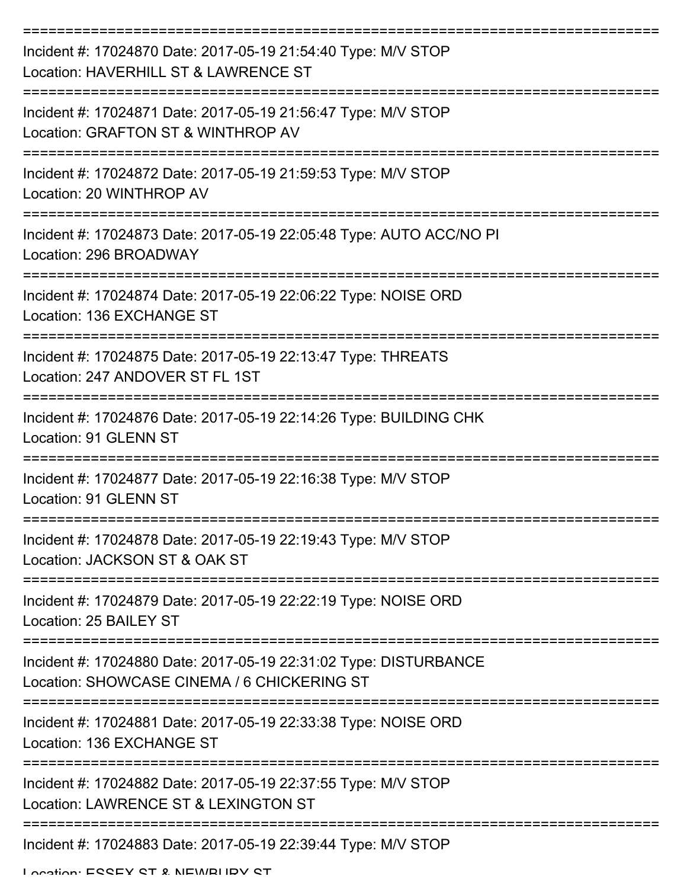===========================================================================
Incident #: 17024870 Date: 2017-05-19 21:54:40 Type: M/V STOP
Location: HAVERHILL ST & LAWRENCE ST
===========================================================================
Incident #: 17024871 Date: 2017-05-19 21:56:47 Type: M/V STOP
Location: GRAFTON ST & WINTHROP AV
===========================================================================
Incident #: 17024872 Date: 2017-05-19 21:59:53 Type: M/V STOP
Location: 20 WINTHROP AV
===========================================================================
Incident #: 17024873 Date: 2017-05-19 22:05:48 Type: AUTO ACC/NO PI
Location: 296 BROADWAY
===========================================================================
Incident #: 17024874 Date: 2017-05-19 22:06:22 Type: NOISE ORD
Location: 136 EXCHANGE ST
===========================================================================
Incident #: 17024875 Date: 2017-05-19 22:13:47 Type: THREATS
Location: 247 ANDOVER ST FL 1ST
===========================================================================
Incident #: 17024876 Date: 2017-05-19 22:14:26 Type: BUILDING CHK
Location: 91 GLENN ST
===========================================================================
Incident #: 17024877 Date: 2017-05-19 22:16:38 Type: M/V STOP
Location: 91 GLENN ST
===========================================================================
Incident #: 17024878 Date: 2017-05-19 22:19:43 Type: M/V STOP
Location: JACKSON ST & OAK ST
===========================================================================
Incident #: 17024879 Date: 2017-05-19 22:22:19 Type: NOISE ORD
Location: 25 BAILEY ST
===========================================================================
Incident #: 17024880 Date: 2017-05-19 22:31:02 Type: DISTURBANCE
Location: SHOWCASE CINEMA / 6 CHICKERING ST
===========================================================================
Incident #: 17024881 Date: 2017-05-19 22:33:38 Type: NOISE ORD
Location: 136 EXCHANGE ST
===========================================================================
Incident #: 17024882 Date: 2017-05-19 22:37:55 Type: M/V STOP
Location: LAWRENCE ST & LEXINGTON ST
===========================================================================
Incident #: 17024883 Date: 2017-05-19 22:39:44 Type: M/V STOP
Location: ESSEX ST & NEWBURY ST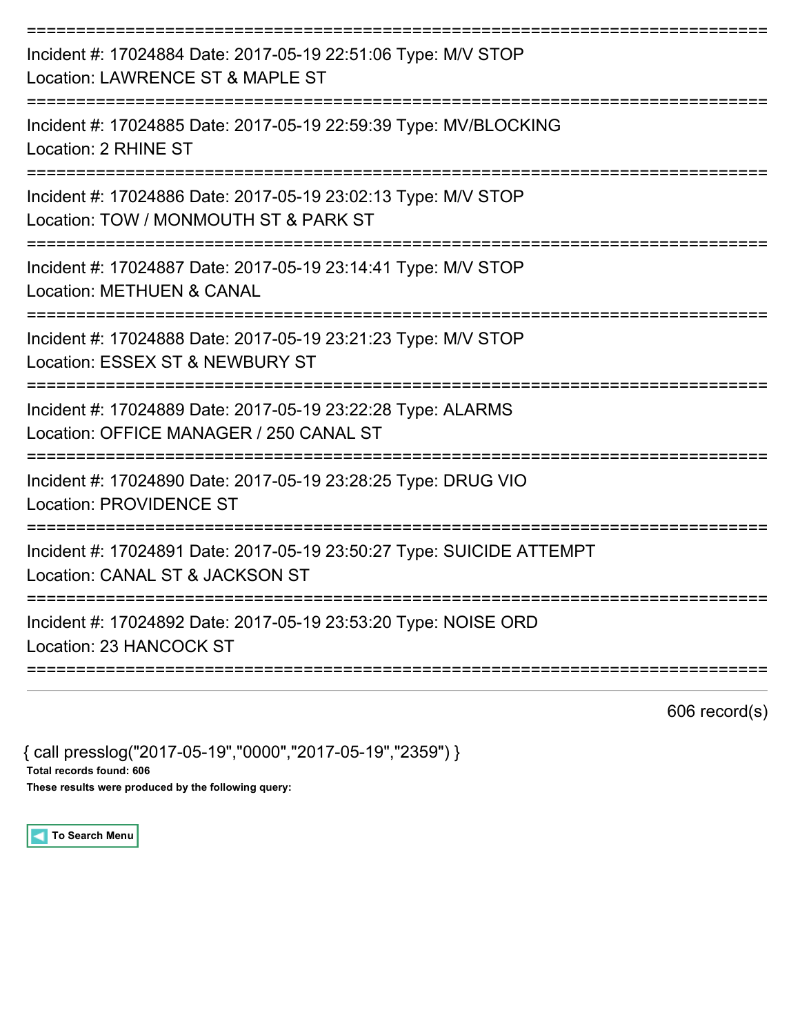===========================================================================

Incident #: 17024884 Date: 2017-05-19 22:51:06 Type: M/V STOP

Location: LAWRENCE ST & MAPLE ST

===========================================================================

Incident #: 17024885 Date: 2017-05-19 22:59:39 Type: MV/BLOCKING

Location: 2 RHINE ST

===========================================================================

Incident #: 17024886 Date: 2017-05-19 23:02:13 Type: M/V STOP

Location: TOW / MONMOUTH ST & PARK ST

===========================================================================

Incident #: 17024887 Date: 2017-05-19 23:14:41 Type: M/V STOP

Location: METHUEN & CANAL

===========================================================================

Incident #: 17024888 Date: 2017-05-19 23:21:23 Type: M/V STOP

Location: ESSEX ST & NEWBURY ST

===========================================================================

Incident #: 17024889 Date: 2017-05-19 23:22:28 Type: ALARMS

Location: OFFICE MANAGER / 250 CANAL ST

===========================================================================

Incident #: 17024890 Date: 2017-05-19 23:28:25 Type: DRUG VIO

Location: PROVIDENCE ST

===========================================================================

Incident #: 17024891 Date: 2017-05-19 23:50:27 Type: SUICIDE ATTEMPT

Location: CANAL ST & JACKSON ST

===========================================================================

Incident #: 17024892 Date: 2017-05-19 23:53:20 Type: NOISE ORD

Location: 23 HANCOCK ST

===========================================================================

606 record(s)

{ call presslog("2017-05-19","0000","2017-05-19","2359") }

**Total records found: 606**

**These results were produced by the following query:**

To Search Menu